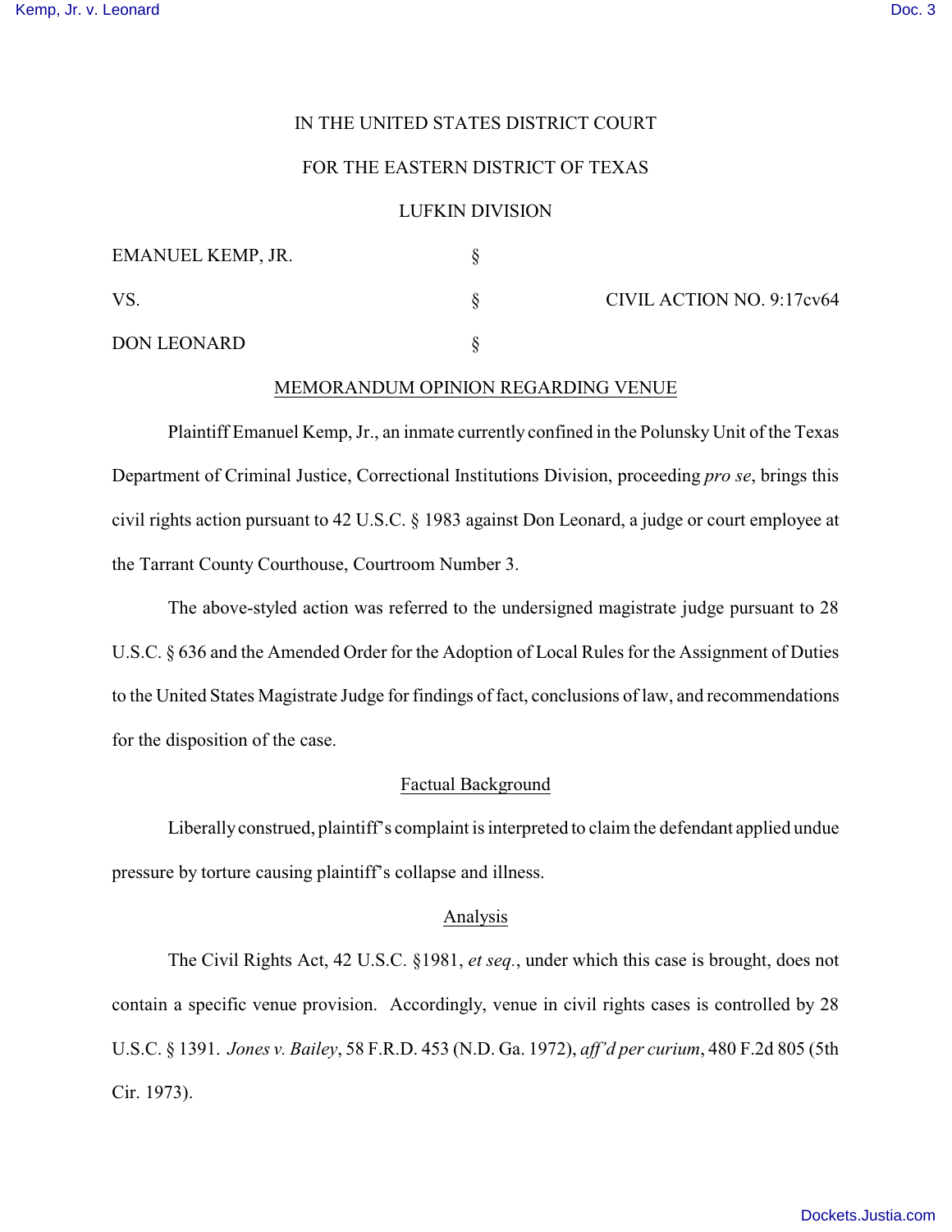IN THE UNITED STATES DISTRICT COURT

FOR THE EASTERN DISTRICT OF TEXAS

LUFKIN DIVISION

| | | |
|---|---|---|
| EMANUEL KEMP, JR. | § | |
| VS. | § | CIVIL ACTION NO. 9:17cv64 |
| DON LEONARD | § | |

## MEMORANDUM OPINION REGARDING VENUE

Plaintiff Emanuel Kemp, Jr., an inmate currently confined in the Polunsky Unit of the Texas Department of Criminal Justice, Correctional Institutions Division, proceeding *pro se*, brings this civil rights action pursuant to 42 U.S.C. § 1983 against Don Leonard, a judge or court employee at the Tarrant County Courthouse, Courtroom Number 3.

The above-styled action was referred to the undersigned magistrate judge pursuant to 28 U.S.C. § 636 and the Amended Order for the Adoption of Local Rules for the Assignment of Duties to the United States Magistrate Judge for findings of fact, conclusions of law, and recommendations for the disposition of the case.

### Factual Background

Liberally construed, plaintiff's complaint is interpreted to claim the defendant applied undue pressure by torture causing plaintiff's collapse and illness.

### Analysis

The Civil Rights Act, 42 U.S.C. §1981, *et seq.*, under which this case is brought, does not contain a specific venue provision. Accordingly, venue in civil rights cases is controlled by 28 U.S.C. § 1391. *Jones v. Bailey*, 58 F.R.D. 453 (N.D. Ga. 1972), *aff'd per curium*, 480 F.2d 805 (5th Cir. 1973).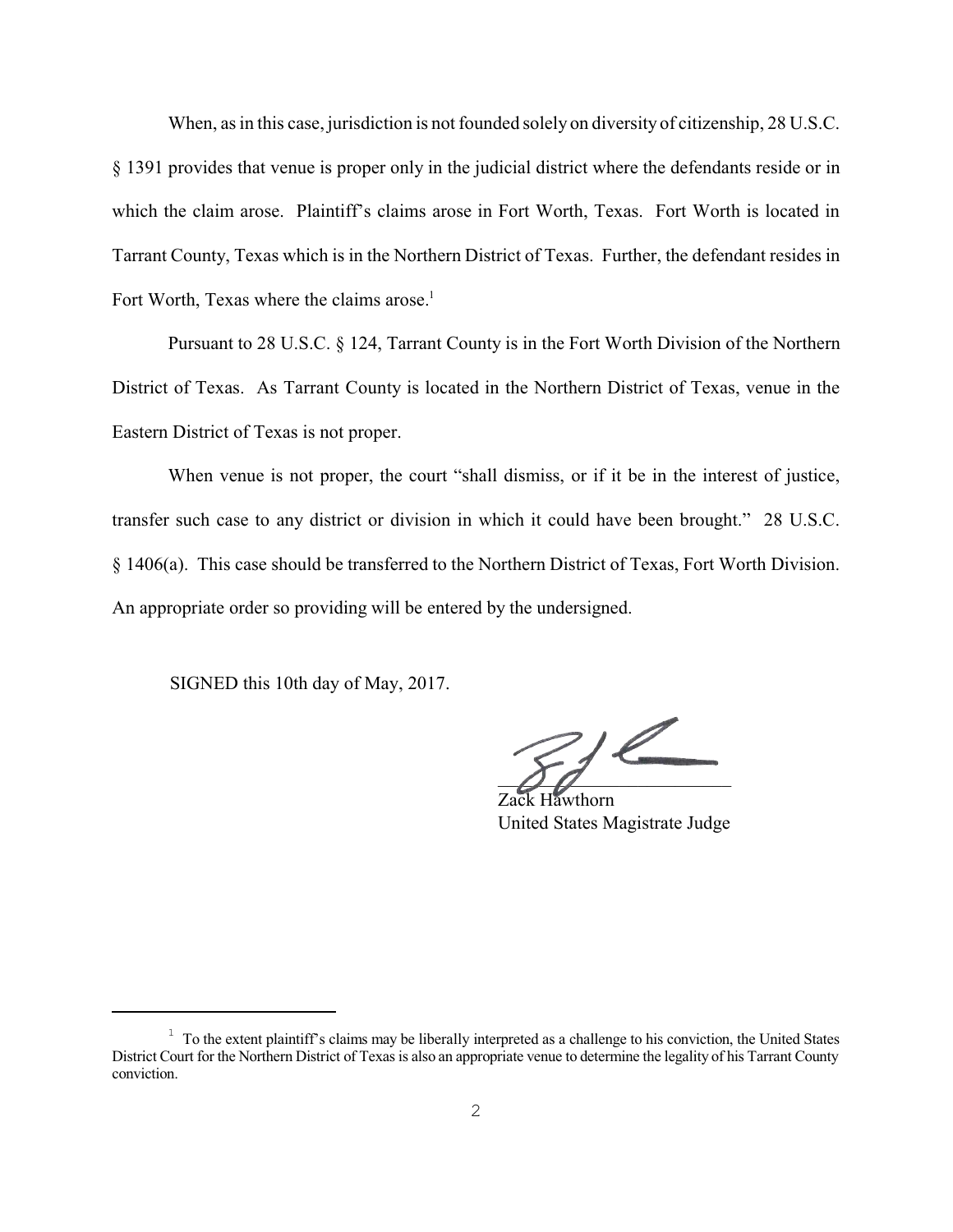When, as in this case, jurisdiction is not founded solely on diversity of citizenship, 28 U.S.C. § 1391 provides that venue is proper only in the judicial district where the defendants reside or in which the claim arose. Plaintiff's claims arose in Fort Worth, Texas. Fort Worth is located in Tarrant County, Texas which is in the Northern District of Texas. Further, the defendant resides in Fort Worth, Texas where the claims arose.[1]

Pursuant to 28 U.S.C. § 124, Tarrant County is in the Fort Worth Division of the Northern District of Texas. As Tarrant County is located in the Northern District of Texas, venue in the Eastern District of Texas is not proper.

When venue is not proper, the court "shall dismiss, or if it be in the interest of justice, transfer such case to any district or division in which it could have been brought." 28 U.S.C. § 1406(a). This case should be transferred to the Northern District of Texas, Fort Worth Division. An appropriate order so providing will be entered by the undersigned.

SIGNED this 10th day of May, 2017.

Zack Hawthorn
United States Magistrate Judge

[1] To the extent plaintiff's claims may be liberally interpreted as a challenge to his conviction, the United States District Court for the Northern District of Texas is also an appropriate venue to determine the legality of his Tarrant County conviction.